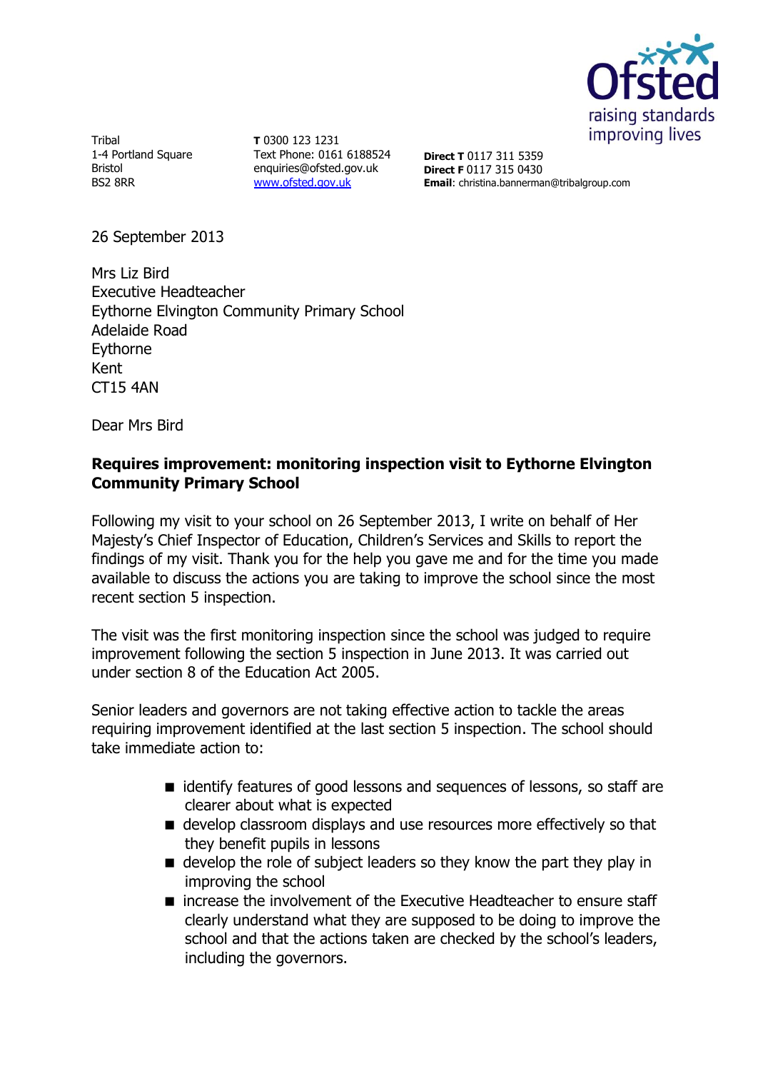Ofsted
raising standards
improving lives

Tribal
1-4 Portland Square
Bristol
BS2 8RR

**T** 0300 123 1231
Text Phone: 0161 6188524
enquiries@ofsted.gov.uk
www.ofsted.gov.uk

**Direct T** 0117 311 5359
**Direct F** 0117 315 0430
**Email**: christina.bannerman@tribalgroup.com

26 September 2013

Mrs Liz Bird
Executive Headteacher
Eythorne Elvington Community Primary School
Adelaide Road
Eythorne
Kent
CT15 4AN

Dear Mrs Bird

**Requires improvement: monitoring inspection visit to Eythorne Elvington Community Primary School**

Following my visit to your school on 26 September 2013, I write on behalf of Her Majesty's Chief Inspector of Education, Children's Services and Skills to report the findings of my visit. Thank you for the help you gave me and for the time you made available to discuss the actions you are taking to improve the school since the most recent section 5 inspection.

The visit was the first monitoring inspection since the school was judged to require improvement following the section 5 inspection in June 2013. It was carried out under section 8 of the Education Act 2005.

Senior leaders and governors are not taking effective action to tackle the areas requiring improvement identified at the last section 5 inspection. The school should take immediate action to:

- identify features of good lessons and sequences of lessons, so staff are clearer about what is expected
- develop classroom displays and use resources more effectively so that they benefit pupils in lessons
- develop the role of subject leaders so they know the part they play in improving the school
- increase the involvement of the Executive Headteacher to ensure staff clearly understand what they are supposed to be doing to improve the school and that the actions taken are checked by the school's leaders, including the governors.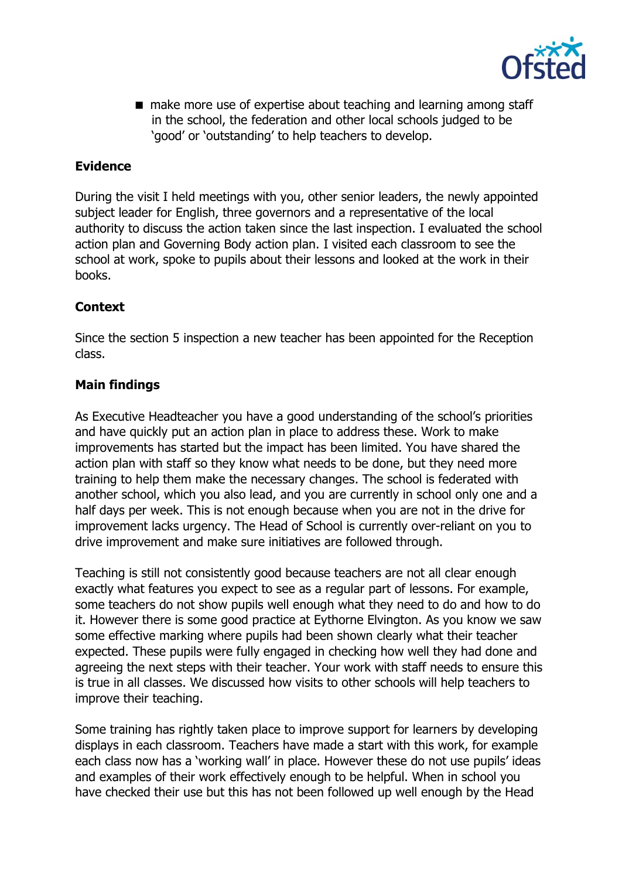- make more use of expertise about teaching and learning among staff in the school, the federation and other local schools judged to be 'good' or 'outstanding' to help teachers to develop.

**Evidence**

During the visit I held meetings with you, other senior leaders, the newly appointed subject leader for English, three governors and a representative of the local authority to discuss the action taken since the last inspection. I evaluated the school action plan and Governing Body action plan. I visited each classroom to see the school at work, spoke to pupils about their lessons and looked at the work in their books.

**Context**

Since the section 5 inspection a new teacher has been appointed for the Reception class.

**Main findings**

As Executive Headteacher you have a good understanding of the school's priorities and have quickly put an action plan in place to address these. Work to make improvements has started but the impact has been limited. You have shared the action plan with staff so they know what needs to be done, but they need more training to help them make the necessary changes. The school is federated with another school, which you also lead, and you are currently in school only one and a half days per week. This is not enough because when you are not in the drive for improvement lacks urgency. The Head of School is currently over-reliant on you to drive improvement and make sure initiatives are followed through.

Teaching is still not consistently good because teachers are not all clear enough exactly what features you expect to see as a regular part of lessons. For example, some teachers do not show pupils well enough what they need to do and how to do it. However there is some good practice at Eythorne Elvington. As you know we saw some effective marking where pupils had been shown clearly what their teacher expected. These pupils were fully engaged in checking how well they had done and agreeing the next steps with their teacher. Your work with staff needs to ensure this is true in all classes. We discussed how visits to other schools will help teachers to improve their teaching.

Some training has rightly taken place to improve support for learners by developing displays in each classroom. Teachers have made a start with this work, for example each class now has a 'working wall' in place. However these do not use pupils' ideas and examples of their work effectively enough to be helpful. When in school you have checked their use but this has not been followed up well enough by the Head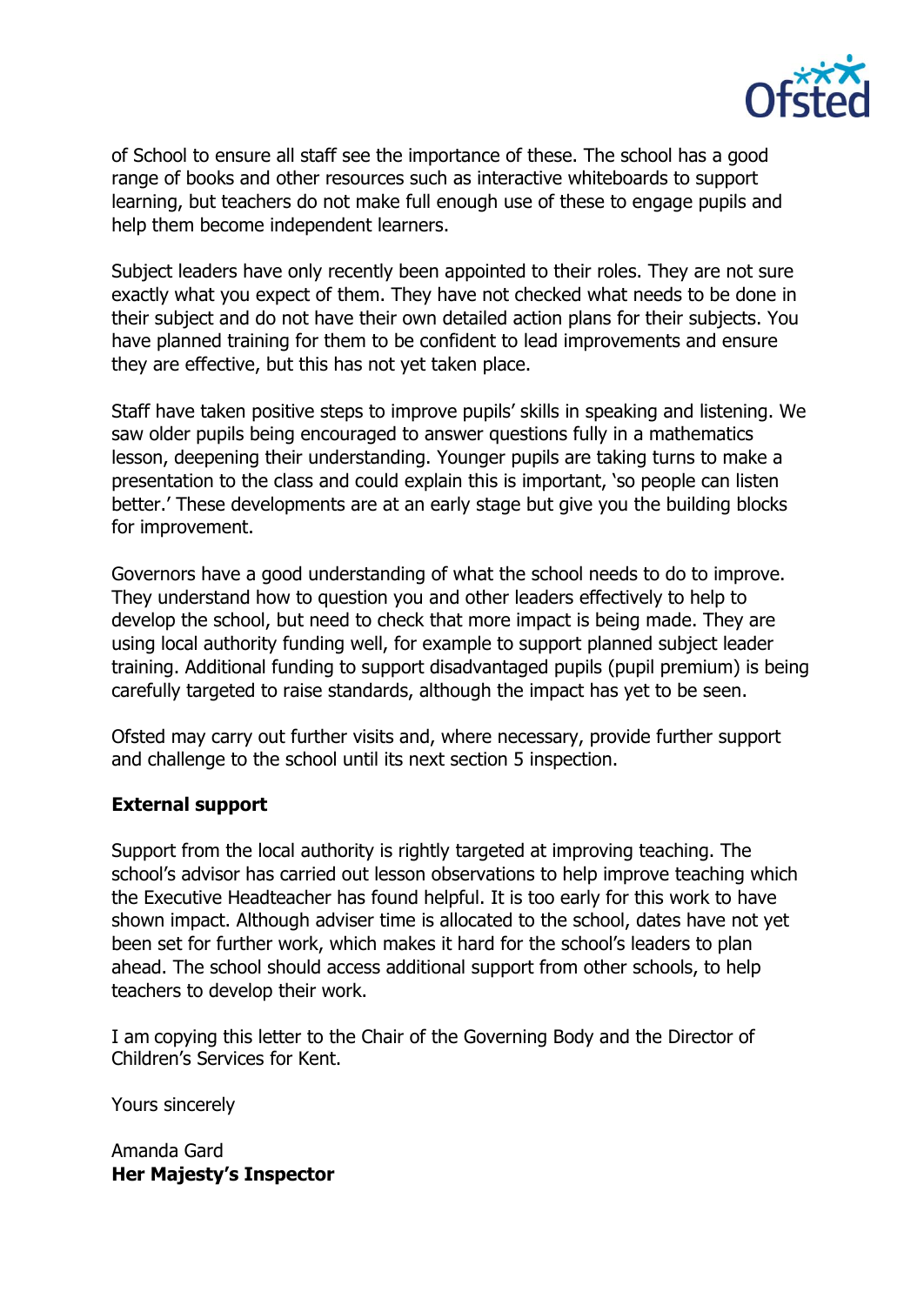of School to ensure all staff see the importance of these. The school has a good range of books and other resources such as interactive whiteboards to support learning, but teachers do not make full enough use of these to engage pupils and help them become independent learners.

Subject leaders have only recently been appointed to their roles. They are not sure exactly what you expect of them. They have not checked what needs to be done in their subject and do not have their own detailed action plans for their subjects. You have planned training for them to be confident to lead improvements and ensure they are effective, but this has not yet taken place.

Staff have taken positive steps to improve pupils' skills in speaking and listening. We saw older pupils being encouraged to answer questions fully in a mathematics lesson, deepening their understanding. Younger pupils are taking turns to make a presentation to the class and could explain this is important, 'so people can listen better.' These developments are at an early stage but give you the building blocks for improvement.

Governors have a good understanding of what the school needs to do to improve. They understand how to question you and other leaders effectively to help to develop the school, but need to check that more impact is being made. They are using local authority funding well, for example to support planned subject leader training. Additional funding to support disadvantaged pupils (pupil premium) is being carefully targeted to raise standards, although the impact has yet to be seen.

Ofsted may carry out further visits and, where necessary, provide further support and challenge to the school until its next section 5 inspection.

**External support**

Support from the local authority is rightly targeted at improving teaching. The school's advisor has carried out lesson observations to help improve teaching which the Executive Headteacher has found helpful. It is too early for this work to have shown impact. Although adviser time is allocated to the school, dates have not yet been set for further work, which makes it hard for the school's leaders to plan ahead. The school should access additional support from other schools, to help teachers to develop their work.

I am copying this letter to the Chair of the Governing Body and the Director of Children's Services for Kent.

Yours sincerely

Amanda Gard
**Her Majesty's Inspector**